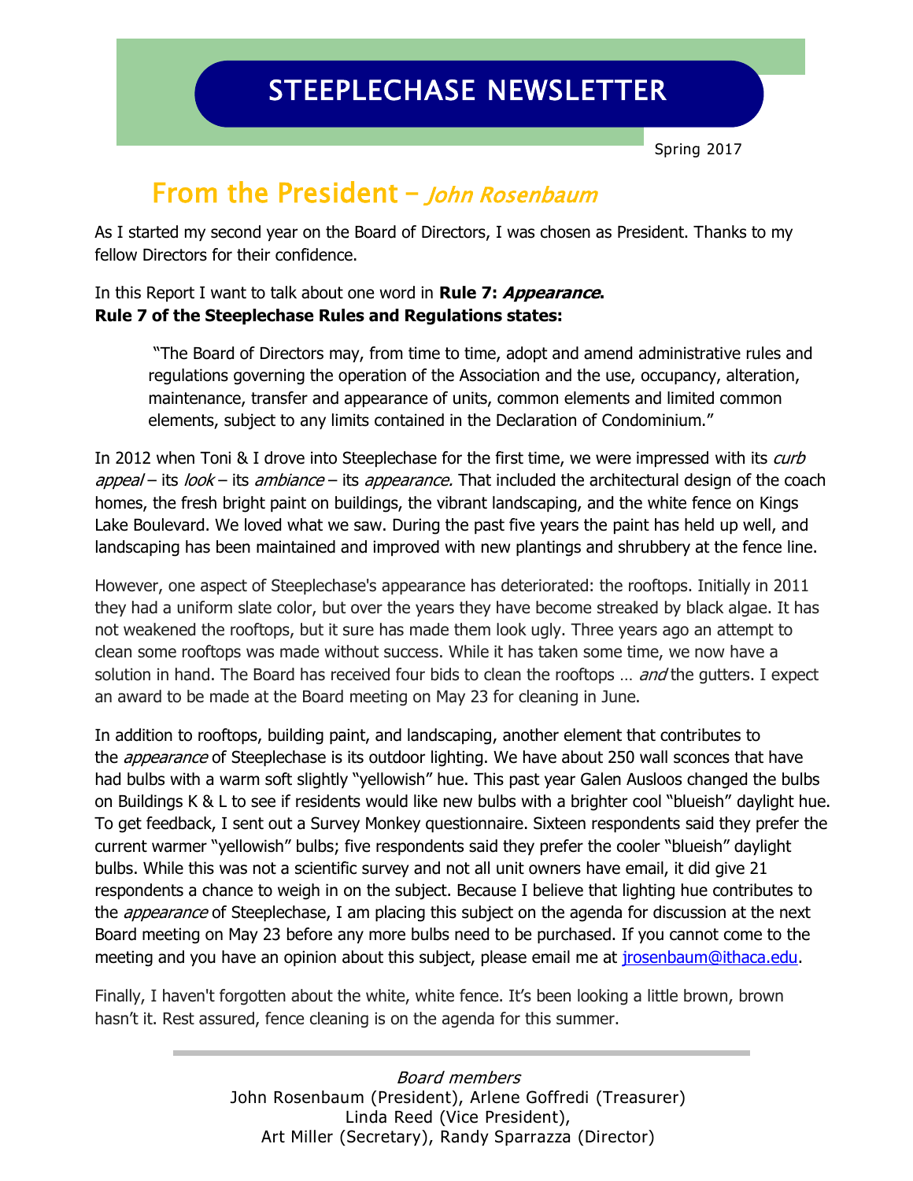# STEEPLECHASE NEWSLETTER

Spring 2017

## From the President – *John Rosenbaum*

As I started my second year on the Board of Directors, I was chosen as President. Thanks to my fellow Directors for their confidence.

In this Report I want to talk about one word in **Rule 7: *Appearance*.**
**Rule 7 of the Steeplechase Rules and Regulations states:**

> "The Board of Directors may, from time to time, adopt and amend administrative rules and regulations governing the operation of the Association and the use, occupancy, alteration, maintenance, transfer and appearance of units, common elements and limited common elements, subject to any limits contained in the Declaration of Condominium."

In 2012 when Toni & I drove into Steeplechase for the first time, we were impressed with its *curb appeal* – its *look* – its *ambiance* – its *appearance.* That included the architectural design of the coach homes, the fresh bright paint on buildings, the vibrant landscaping, and the white fence on Kings Lake Boulevard. We loved what we saw. During the past five years the paint has held up well, and landscaping has been maintained and improved with new plantings and shrubbery at the fence line.

However, one aspect of Steeplechase's appearance has deteriorated: the rooftops. Initially in 2011 they had a uniform slate color, but over the years they have become streaked by black algae. It has not weakened the rooftops, but it sure has made them look ugly. Three years ago an attempt to clean some rooftops was made without success. While it has taken some time, we now have a solution in hand. The Board has received four bids to clean the rooftops … *and* the gutters. I expect an award to be made at the Board meeting on May 23 for cleaning in June.

In addition to rooftops, building paint, and landscaping, another element that contributes to the *appearance* of Steeplechase is its outdoor lighting. We have about 250 wall sconces that have had bulbs with a warm soft slightly "yellowish" hue. This past year Galen Ausloos changed the bulbs on Buildings K & L to see if residents would like new bulbs with a brighter cool "blueish" daylight hue. To get feedback, I sent out a Survey Monkey questionnaire. Sixteen respondents said they prefer the current warmer "yellowish" bulbs; five respondents said they prefer the cooler "blueish" daylight bulbs. While this was not a scientific survey and not all unit owners have email, it did give 21 respondents a chance to weigh in on the subject. Because I believe that lighting hue contributes to the *appearance* of Steeplechase, I am placing this subject on the agenda for discussion at the next Board meeting on May 23 before any more bulbs need to be purchased. If you cannot come to the meeting and you have an opinion about this subject, please email me at jrosenbaum@ithaca.edu.

Finally, I haven't forgotten about the white, white fence. It's been looking a little brown, brown hasn't it. Rest assured, fence cleaning is on the agenda for this summer.

---

*Board members*
John Rosenbaum (President), Arlene Goffredi (Treasurer)
Linda Reed (Vice President),
Art Miller (Secretary), Randy Sparrazza (Director)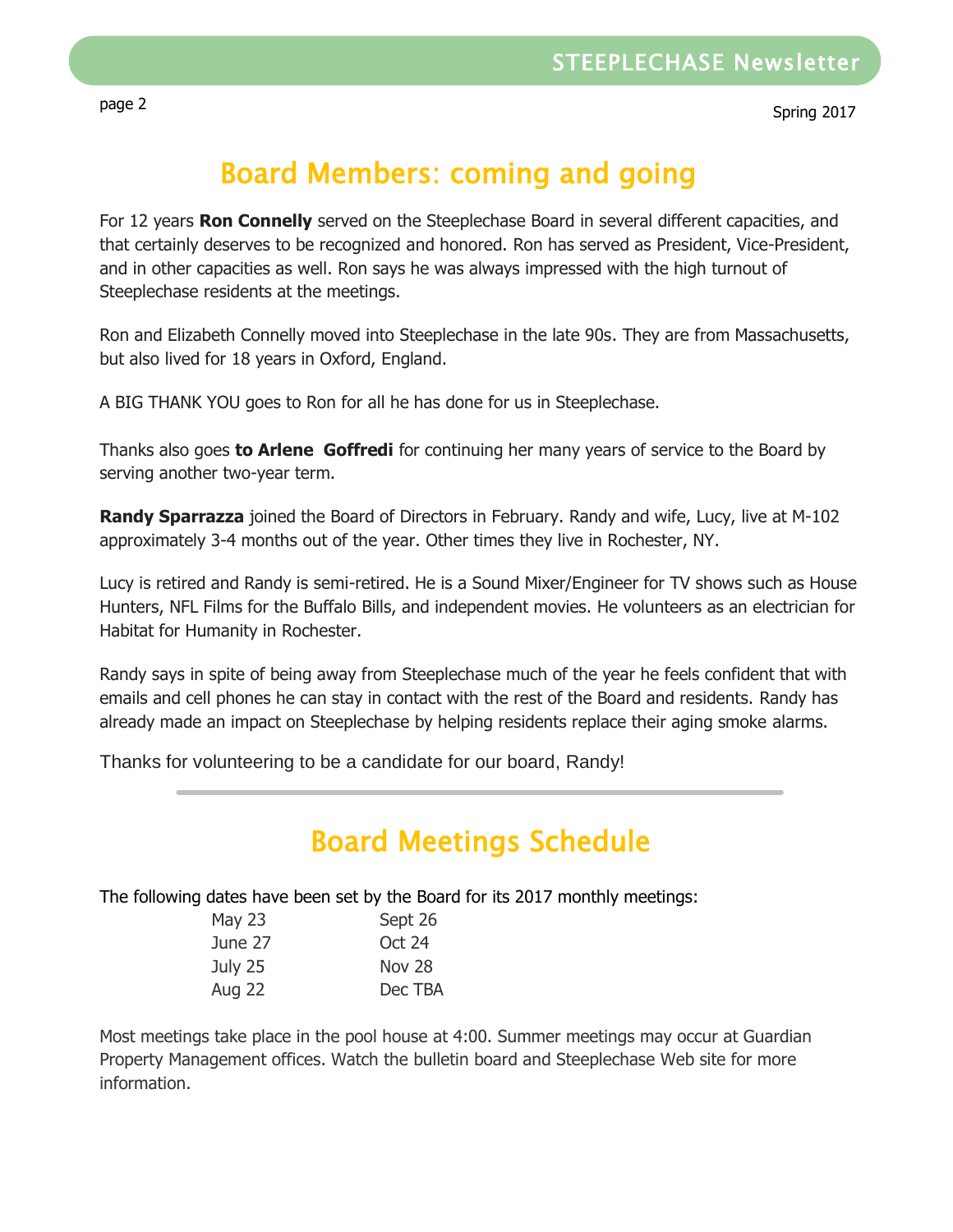# Board Members: coming and going

For 12 years **Ron Connelly** served on the Steeplechase Board in several different capacities, and that certainly deserves to be recognized and honored. Ron has served as President, Vice-President, and in other capacities as well. Ron says he was always impressed with the high turnout of Steeplechase residents at the meetings.

Ron and Elizabeth Connelly moved into Steeplechase in the late 90s. They are from Massachusetts, but also lived for 18 years in Oxford, England.

A BIG THANK YOU goes to Ron for all he has done for us in Steeplechase.

Thanks also goes **to Arlene Goffredi** for continuing her many years of service to the Board by serving another two-year term.

**Randy Sparrazza** joined the Board of Directors in February. Randy and wife, Lucy, live at M-102 approximately 3-4 months out of the year. Other times they live in Rochester, NY.

Lucy is retired and Randy is semi-retired. He is a Sound Mixer/Engineer for TV shows such as House Hunters, NFL Films for the Buffalo Bills, and independent movies. He volunteers as an electrician for Habitat for Humanity in Rochester.

Randy says in spite of being away from Steeplechase much of the year he feels confident that with emails and cell phones he can stay in contact with the rest of the Board and residents. Randy has already made an impact on Steeplechase by helping residents replace their aging smoke alarms.

Thanks for volunteering to be a candidate for our board, Randy!

---

# Board Meetings Schedule

The following dates have been set by the Board for its 2017 monthly meetings:

| | |
|---|---|
| May 23 | Sept 26 |
| June 27 | Oct 24 |
| July 25 | Nov 28 |
| Aug 22 | Dec TBA |

Most meetings take place in the pool house at 4:00. Summer meetings may occur at Guardian Property Management offices. Watch the bulletin board and Steeplechase Web site for more information.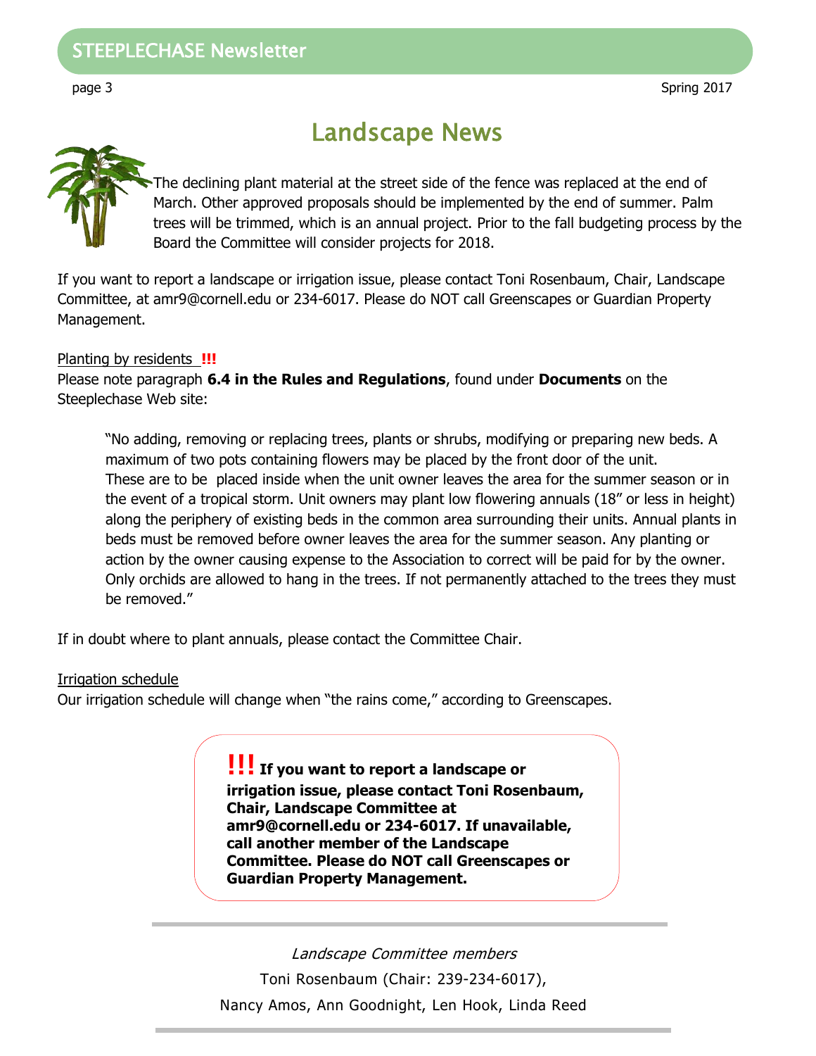# Landscape News

The declining plant material at the street side of the fence was replaced at the end of March. Other approved proposals should be implemented by the end of summer. Palm trees will be trimmed, which is an annual project. Prior to the fall budgeting process by the Board the Committee will consider projects for 2018.

If you want to report a landscape or irrigation issue, please contact Toni Rosenbaum, Chair, Landscape Committee, at amr9@cornell.edu or 234-6017. Please do NOT call Greenscapes or Guardian Property Management.

Planting by residents **!!!**

Please note paragraph **6.4 in the Rules and Regulations**, found under **Documents** on the Steeplechase Web site:

> "No adding, removing or replacing trees, plants or shrubs, modifying or preparing new beds. A maximum of two pots containing flowers may be placed by the front door of the unit. These are to be placed inside when the unit owner leaves the area for the summer season or in the event of a tropical storm. Unit owners may plant low flowering annuals (18" or less in height) along the periphery of existing beds in the common area surrounding their units. Annual plants in beds must be removed before owner leaves the area for the summer season. Any planting or action by the owner causing expense to the Association to correct will be paid for by the owner. Only orchids are allowed to hang in the trees. If not permanently attached to the trees they must be removed."

If in doubt where to plant annuals, please contact the Committee Chair.

Irrigation schedule

Our irrigation schedule will change when "the rains come," according to Greenscapes.

**!!! If you want to report a landscape or irrigation issue, please contact Toni Rosenbaum, Chair, Landscape Committee at amr9@cornell.edu or 234-6017. If unavailable, call another member of the Landscape Committee. Please do NOT call Greenscapes or Guardian Property Management.**

---

*Landscape Committee members*

Toni Rosenbaum (Chair: 239-234-6017),

Nancy Amos, Ann Goodnight, Len Hook, Linda Reed

---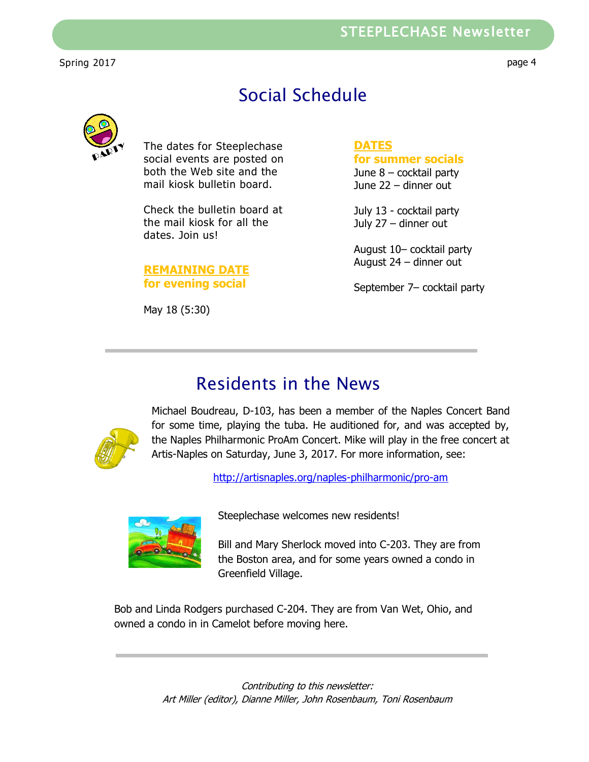# Social Schedule

The dates for Steeplechase social events are posted on both the Web site and the mail kiosk bulletin board.

Check the bulletin board at the mail kiosk for all the dates. Join us!

**REMAINING DATE**
**for evening social**

May 18 (5:30)

**DATES**
**for summer socials**

June 8 – cocktail party
June 22 – dinner out

July 13 - cocktail party
July 27 – dinner out

August 10– cocktail party
August 24 – dinner out

September 7– cocktail party

# Residents in the News

Michael Boudreau, D-103, has been a member of the Naples Concert Band for some time, playing the tuba. He auditioned for, and was accepted by, the Naples Philharmonic ProAm Concert. Mike will play in the free concert at Artis-Naples on Saturday, June 3, 2017. For more information, see:

http://artisnaples.org/naples-philharmonic/pro-am

Steeplechase welcomes new residents!

Bill and Mary Sherlock moved into C-203. They are from the Boston area, and for some years owned a condo in Greenfield Village.

Bob and Linda Rodgers purchased C-204. They are from Van Wet, Ohio, and owned a condo in in Camelot before moving here.

*Contributing to this newsletter:*
*Art Miller (editor), Dianne Miller, John Rosenbaum, Toni Rosenbaum*